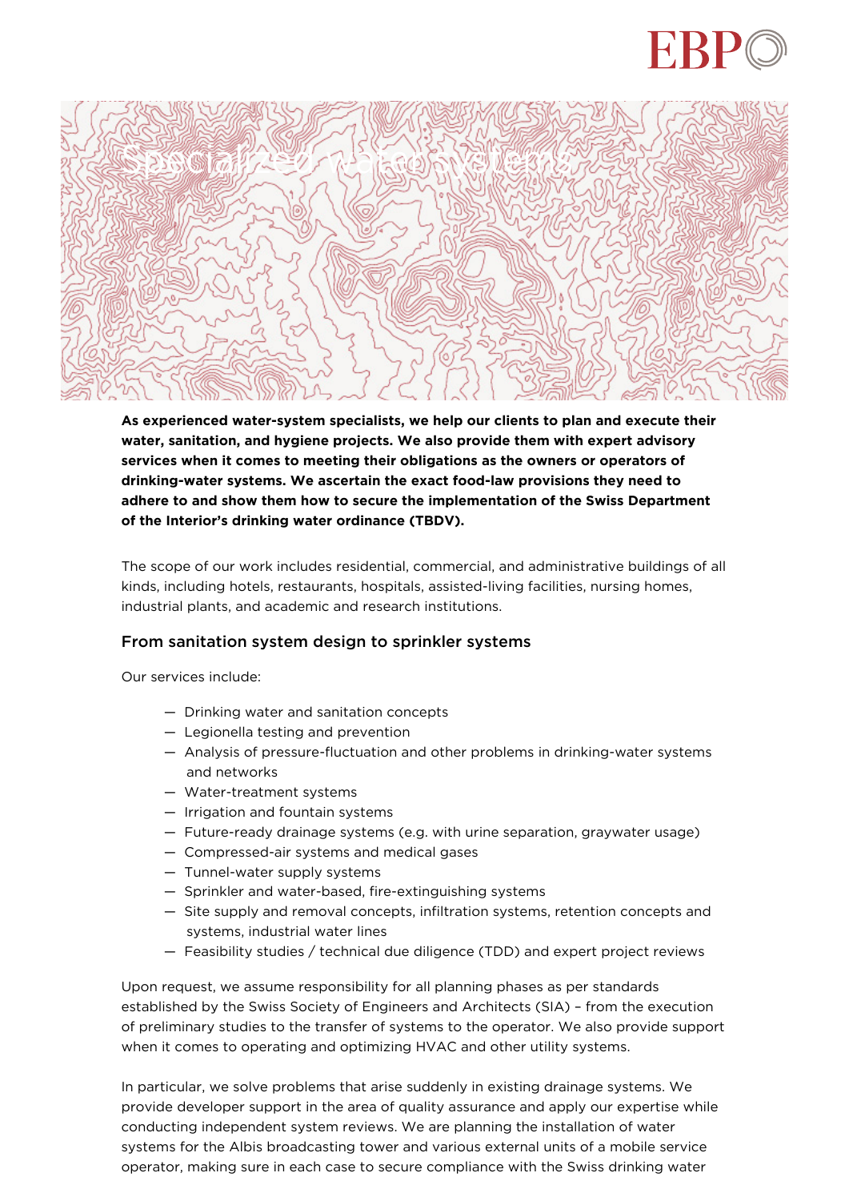# Specialized water systems

**As experienced water-system specialists, we help our clients to plan and execute their water, sanitation, and hygiene projects. We also provide them with expert advisory services when it comes to meeting their obligations as the owners or operators of drinking-water systems. We ascertain the exact food-law provisions they need to adhere to and show them how to secure the implementation of the Swiss Department of the Interior's drinking water ordinance (TBDV).**

The scope of our work includes residential, commercial, and administrative buildings of all kinds, including hotels, restaurants, hospitals, assisted-living facilities, nursing homes, industrial plants, and academic and research institutions.

## From sanitation system design to sprinkler systems

Our services include:

- Drinking water and sanitation concepts
- Legionella testing and prevention
- Analysis of pressure-fluctuation and other problems in drinking-water systems and networks
- Water-treatment systems
- Irrigation and fountain systems
- Future-ready drainage systems (e.g. with urine separation, graywater usage)
- Compressed-air systems and medical gases
- Tunnel-water supply systems
- Sprinkler and water-based, fire-extinguishing systems
- Site supply and removal concepts, infiltration systems, retention concepts and systems, industrial water lines
- Feasibility studies / technical due diligence (TDD) and expert project reviews

Upon request, we assume responsibility for all planning phases as per standards established by the Swiss Society of Engineers and Architects (SIA) – from the execution of preliminary studies to the transfer of systems to the operator. We also provide support when it comes to operating and optimizing HVAC and other utility systems.

In particular, we solve problems that arise suddenly in existing drainage systems. We provide developer support in the area of quality assurance and apply our expertise while conducting independent system reviews. We are planning the installation of water systems for the Albis broadcasting tower and various external units of a mobile service operator, making sure in each case to secure compliance with the Swiss drinking water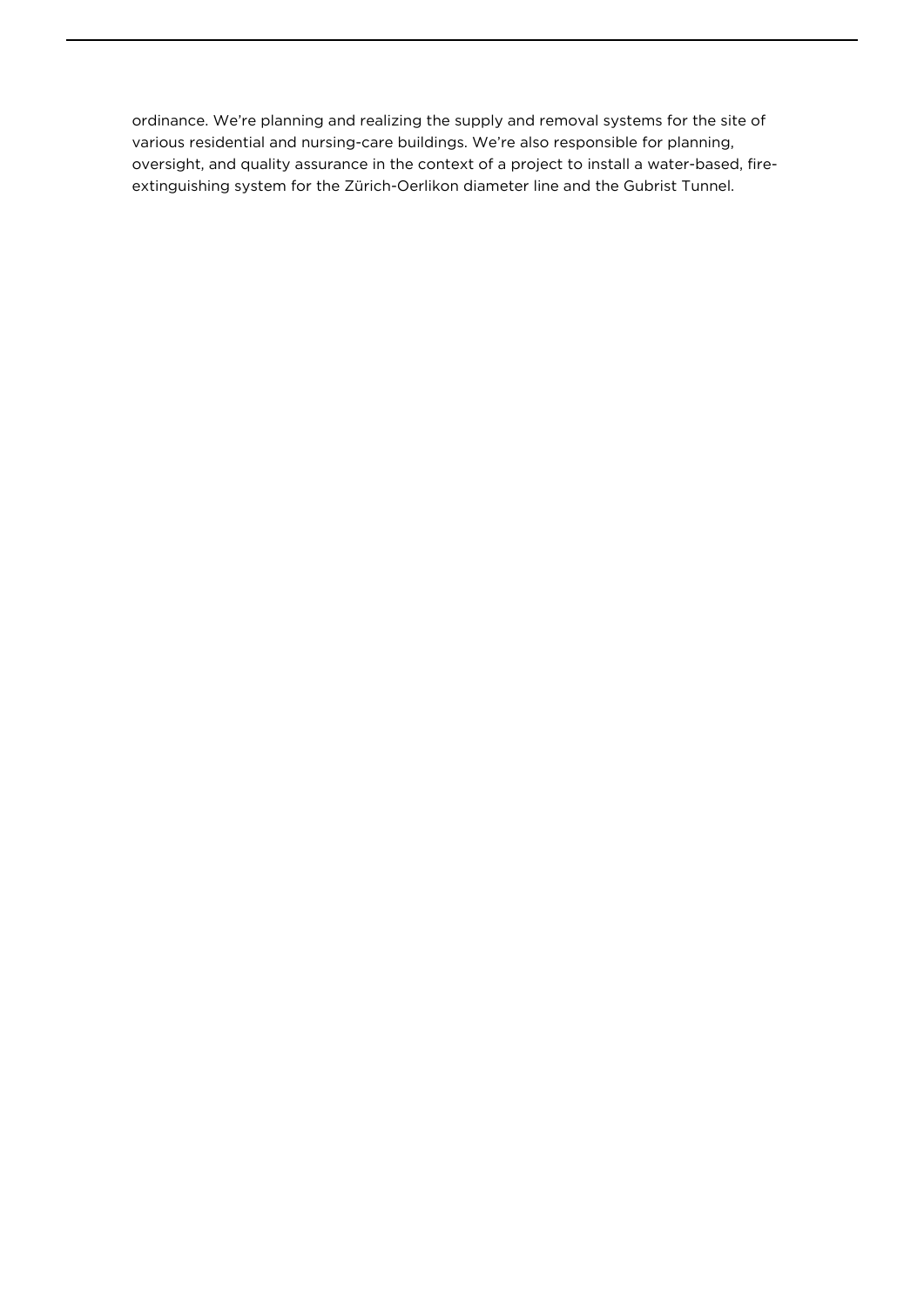ordinance. We’re planning and realizing the supply and removal systems for the site of various residential and nursing-care buildings. We’re also responsible for planning, oversight, and quality assurance in the context of a project to install a water-based, fire-extinguishing system for the Zürich-Oerlikon diameter line and the Gubrist Tunnel.